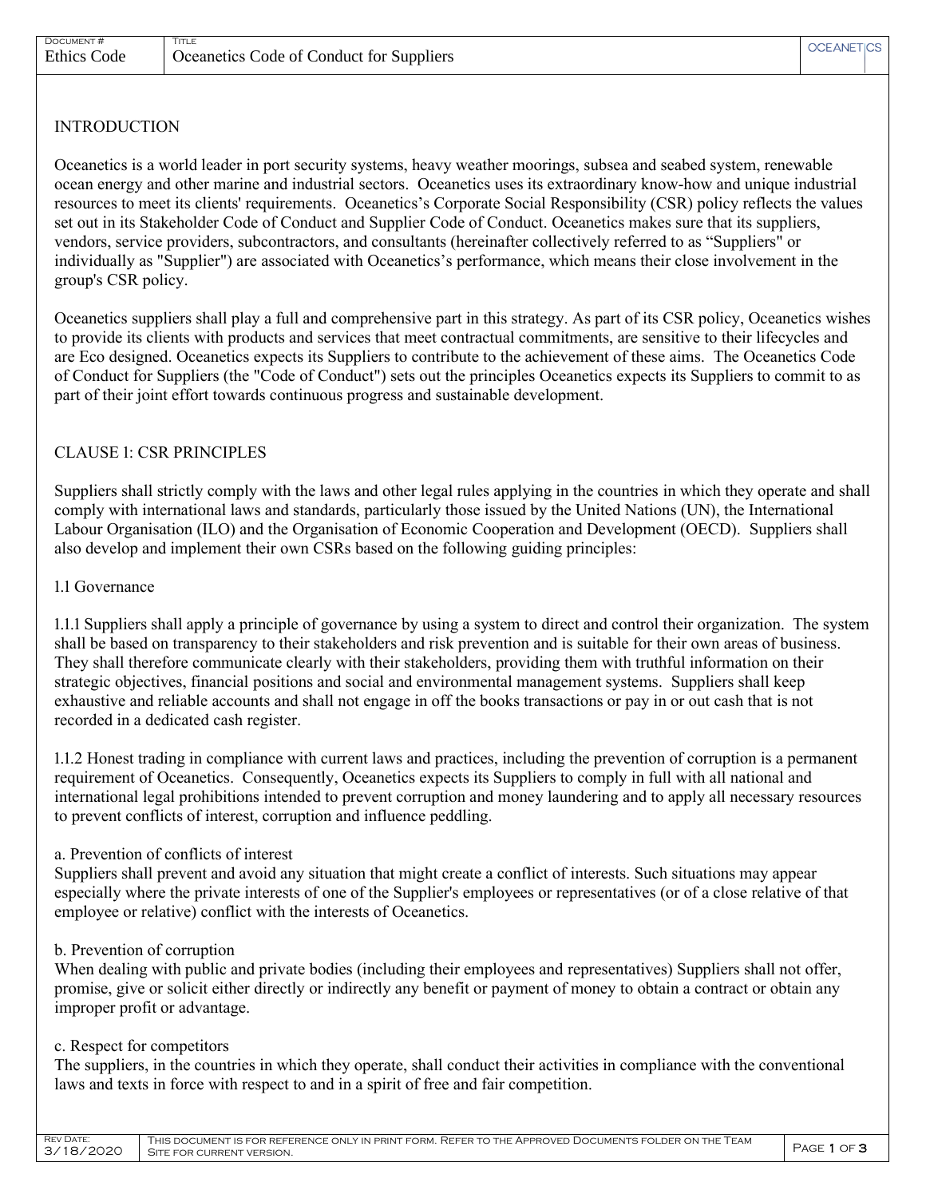## INTRODUCTION

Oceanetics is a world leader in port security systems, heavy weather moorings, subsea and seabed system, renewable ocean energy and other marine and industrial sectors. Oceanetics uses its extraordinary know-how and unique industrial resources to meet its clients' requirements. Oceanetics's Corporate Social Responsibility (CSR) policy reflects the values set out in its Stakeholder Code of Conduct and Supplier Code of Conduct. Oceanetics makes sure that its suppliers, vendors, service providers, subcontractors, and consultants (hereinafter collectively referred to as "Suppliers" or individually as "Supplier") are associated with Oceanetics's performance, which means their close involvement in the group's CSR policy.

Oceanetics suppliers shall play a full and comprehensive part in this strategy. As part of its CSR policy, Oceanetics wishes to provide its clients with products and services that meet contractual commitments, are sensitive to their lifecycles and are Eco designed. Oceanetics expects its Suppliers to contribute to the achievement of these aims. The Oceanetics Code of Conduct for Suppliers (the "Code of Conduct") sets out the principles Oceanetics expects its Suppliers to commit to as part of their joint effort towards continuous progress and sustainable development.

## CLAUSE 1: CSR PRINCIPLES

Suppliers shall strictly comply with the laws and other legal rules applying in the countries in which they operate and shall comply with international laws and standards, particularly those issued by the United Nations (UN), the International Labour Organisation (ILO) and the Organisation of Economic Cooperation and Development (OECD). Suppliers shall also develop and implement their own CSRs based on the following guiding principles:

### 1.1 Governance

1.1.1 Suppliers shall apply a principle of governance by using a system to direct and control their organization. The system shall be based on transparency to their stakeholders and risk prevention and is suitable for their own areas of business. They shall therefore communicate clearly with their stakeholders, providing them with truthful information on their strategic objectives, financial positions and social and environmental management systems. Suppliers shall keep exhaustive and reliable accounts and shall not engage in off the books transactions or pay in or out cash that is not recorded in a dedicated cash register.

1.1.2 Honest trading in compliance with current laws and practices, including the prevention of corruption is a permanent requirement of Oceanetics. Consequently, Oceanetics expects its Suppliers to comply in full with all national and international legal prohibitions intended to prevent corruption and money laundering and to apply all necessary resources to prevent conflicts of interest, corruption and influence peddling.

a. Prevention of conflicts of interest
Suppliers shall prevent and avoid any situation that might create a conflict of interests. Such situations may appear especially where the private interests of one of the Supplier's employees or representatives (or of a close relative of that employee or relative) conflict with the interests of Oceanetics.

b. Prevention of corruption
When dealing with public and private bodies (including their employees and representatives) Suppliers shall not offer, promise, give or solicit either directly or indirectly any benefit or payment of money to obtain a contract or obtain any improper profit or advantage.

c. Respect for competitors
The suppliers, in the countries in which they operate, shall conduct their activities in compliance with the conventional laws and texts in force with respect to and in a spirit of free and fair competition.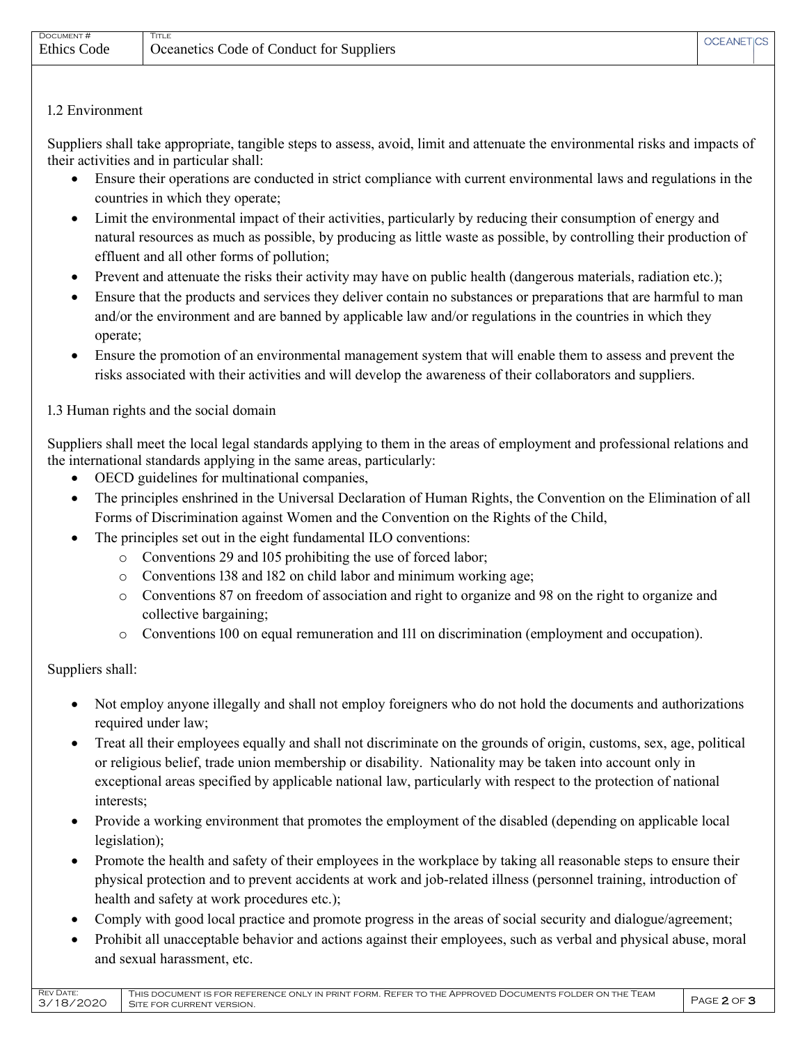1.2 Environment

Suppliers shall take appropriate, tangible steps to assess, avoid, limit and attenuate the environmental risks and impacts of their activities and in particular shall:

- Ensure their operations are conducted in strict compliance with current environmental laws and regulations in the countries in which they operate;
- Limit the environmental impact of their activities, particularly by reducing their consumption of energy and natural resources as much as possible, by producing as little waste as possible, by controlling their production of effluent and all other forms of pollution;
- Prevent and attenuate the risks their activity may have on public health (dangerous materials, radiation etc.);
- Ensure that the products and services they deliver contain no substances or preparations that are harmful to man and/or the environment and are banned by applicable law and/or regulations in the countries in which they operate;
- Ensure the promotion of an environmental management system that will enable them to assess and prevent the risks associated with their activities and will develop the awareness of their collaborators and suppliers.

1.3 Human rights and the social domain

Suppliers shall meet the local legal standards applying to them in the areas of employment and professional relations and the international standards applying in the same areas, particularly:

- OECD guidelines for multinational companies,
- The principles enshrined in the Universal Declaration of Human Rights, the Convention on the Elimination of all Forms of Discrimination against Women and the Convention on the Rights of the Child,
- The principles set out in the eight fundamental ILO conventions:
  - Conventions 29 and 105 prohibiting the use of forced labor;
  - Conventions 138 and 182 on child labor and minimum working age;
  - Conventions 87 on freedom of association and right to organize and 98 on the right to organize and collective bargaining;
  - Conventions 100 on equal remuneration and 111 on discrimination (employment and occupation).

Suppliers shall:

- Not employ anyone illegally and shall not employ foreigners who do not hold the documents and authorizations required under law;
- Treat all their employees equally and shall not discriminate on the grounds of origin, customs, sex, age, political or religious belief, trade union membership or disability. Nationality may be taken into account only in exceptional areas specified by applicable national law, particularly with respect to the protection of national interests;
- Provide a working environment that promotes the employment of the disabled (depending on applicable local legislation);
- Promote the health and safety of their employees in the workplace by taking all reasonable steps to ensure their physical protection and to prevent accidents at work and job-related illness (personnel training, introduction of health and safety at work procedures etc.);
- Comply with good local practice and promote progress in the areas of social security and dialogue/agreement;
- Prohibit all unacceptable behavior and actions against their employees, such as verbal and physical abuse, moral and sexual harassment, etc.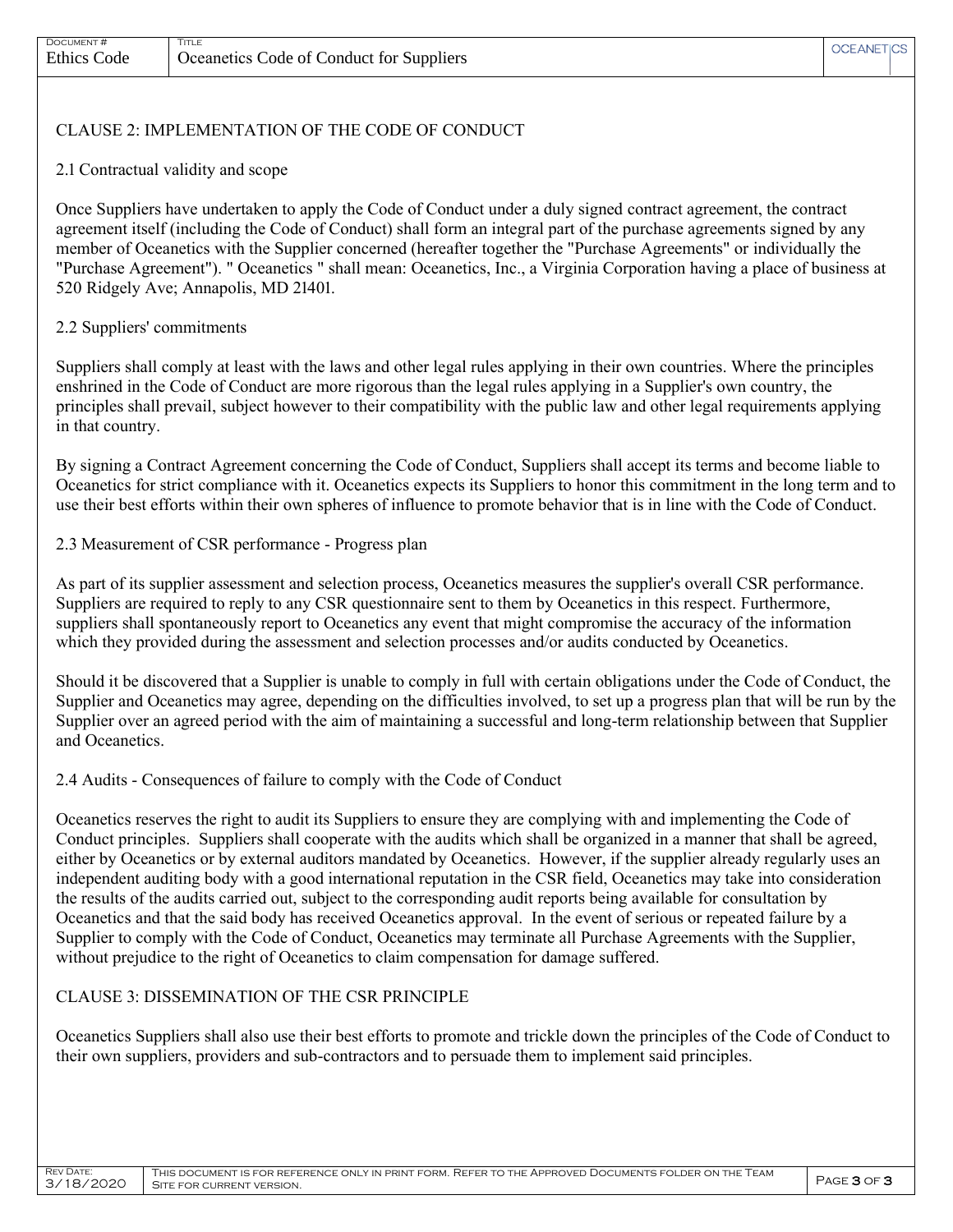## CLAUSE 2: IMPLEMENTATION OF THE CODE OF CONDUCT

### 2.1 Contractual validity and scope

Once Suppliers have undertaken to apply the Code of Conduct under a duly signed contract agreement, the contract agreement itself (including the Code of Conduct) shall form an integral part of the purchase agreements signed by any member of Oceanetics with the Supplier concerned (hereafter together the "Purchase Agreements" or individually the "Purchase Agreement"). " Oceanetics " shall mean: Oceanetics, Inc., a Virginia Corporation having a place of business at 520 Ridgely Ave; Annapolis, MD 21401.

### 2.2 Suppliers' commitments

Suppliers shall comply at least with the laws and other legal rules applying in their own countries. Where the principles enshrined in the Code of Conduct are more rigorous than the legal rules applying in a Supplier's own country, the principles shall prevail, subject however to their compatibility with the public law and other legal requirements applying in that country.

By signing a Contract Agreement concerning the Code of Conduct, Suppliers shall accept its terms and become liable to Oceanetics for strict compliance with it. Oceanetics expects its Suppliers to honor this commitment in the long term and to use their best efforts within their own spheres of influence to promote behavior that is in line with the Code of Conduct.

### 2.3 Measurement of CSR performance - Progress plan

As part of its supplier assessment and selection process, Oceanetics measures the supplier's overall CSR performance. Suppliers are required to reply to any CSR questionnaire sent to them by Oceanetics in this respect. Furthermore, suppliers shall spontaneously report to Oceanetics any event that might compromise the accuracy of the information which they provided during the assessment and selection processes and/or audits conducted by Oceanetics.

Should it be discovered that a Supplier is unable to comply in full with certain obligations under the Code of Conduct, the Supplier and Oceanetics may agree, depending on the difficulties involved, to set up a progress plan that will be run by the Supplier over an agreed period with the aim of maintaining a successful and long-term relationship between that Supplier and Oceanetics.

### 2.4 Audits - Consequences of failure to comply with the Code of Conduct

Oceanetics reserves the right to audit its Suppliers to ensure they are complying with and implementing the Code of Conduct principles. Suppliers shall cooperate with the audits which shall be organized in a manner that shall be agreed, either by Oceanetics or by external auditors mandated by Oceanetics. However, if the supplier already regularly uses an independent auditing body with a good international reputation in the CSR field, Oceanetics may take into consideration the results of the audits carried out, subject to the corresponding audit reports being available for consultation by Oceanetics and that the said body has received Oceanetics approval. In the event of serious or repeated failure by a Supplier to comply with the Code of Conduct, Oceanetics may terminate all Purchase Agreements with the Supplier, without prejudice to the right of Oceanetics to claim compensation for damage suffered.

## CLAUSE 3: DISSEMINATION OF THE CSR PRINCIPLE

Oceanetics Suppliers shall also use their best efforts to promote and trickle down the principles of the Code of Conduct to their own suppliers, providers and sub-contractors and to persuade them to implement said principles.